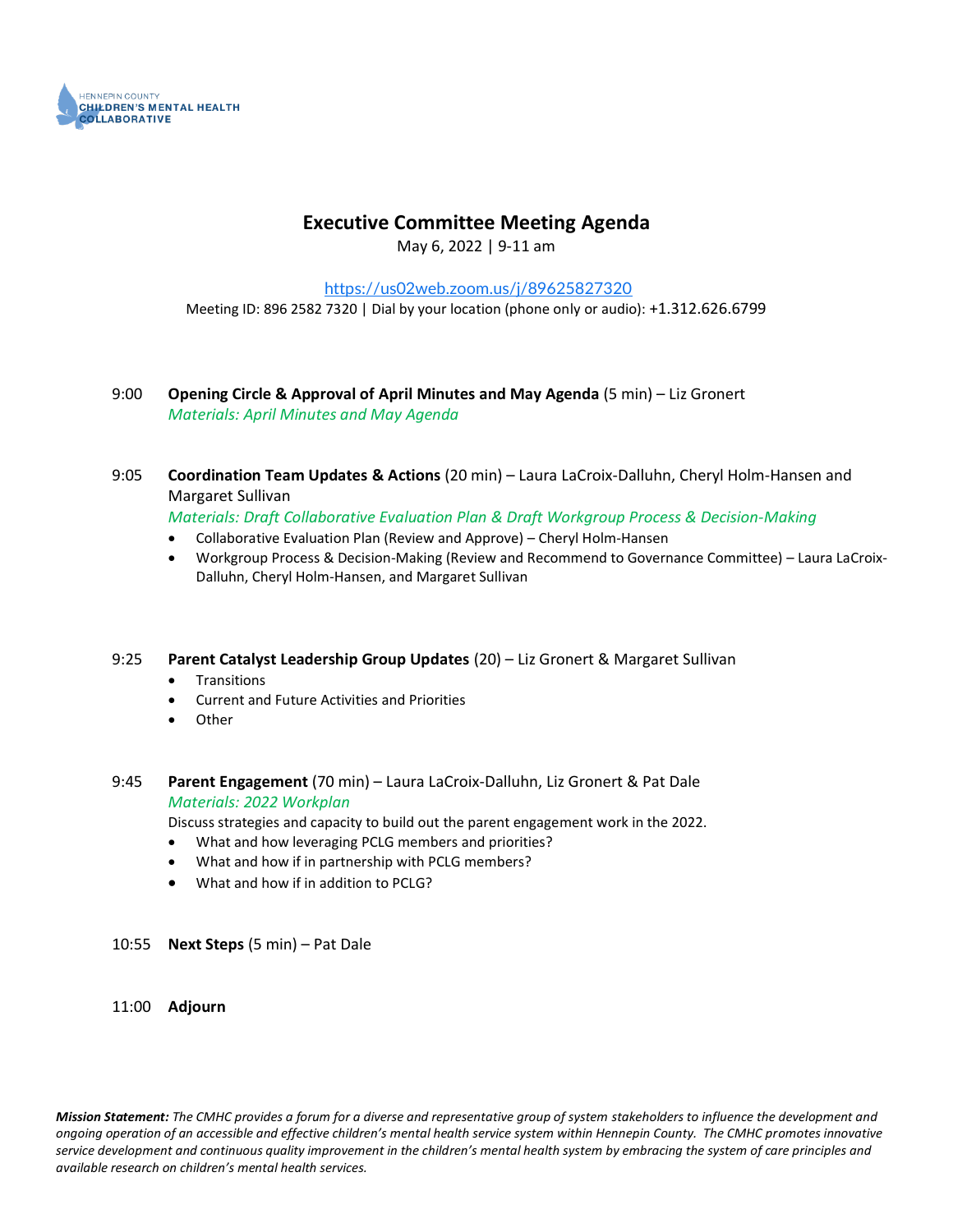HENNEPIN COUNTY
**CHILDREN'S MENTAL HEALTH COLLABORATIVE**

# Executive Committee Meeting Agenda

May 6, 2022 | 9-11 am

https://us02web.zoom.us/j/89625827320

Meeting ID: 896 2582 7320 | Dial by your location (phone only or audio): +1.312.626.6799

9:00 **Opening Circle & Approval of April Minutes and May Agenda** (5 min) – Liz Gronert
*Materials: April Minutes and May Agenda*

9:05 **Coordination Team Updates & Actions** (20 min) – Laura LaCroix-Dalluhn, Cheryl Holm-Hansen and Margaret Sullivan
*Materials: Draft Collaborative Evaluation Plan & Draft Workgroup Process & Decision-Making*

- Collaborative Evaluation Plan (Review and Approve) – Cheryl Holm-Hansen
- Workgroup Process & Decision-Making (Review and Recommend to Governance Committee) – Laura LaCroix-Dalluhn, Cheryl Holm-Hansen, and Margaret Sullivan

9:25 **Parent Catalyst Leadership Group Updates** (20) – Liz Gronert & Margaret Sullivan

- Transitions
- Current and Future Activities and Priorities
- Other

9:45 **Parent Engagement** (70 min) – Laura LaCroix-Dalluhn, Liz Gronert & Pat Dale
*Materials: 2022 Workplan*
Discuss strategies and capacity to build out the parent engagement work in the 2022.

- What and how leveraging PCLG members and priorities?
- What and how if in partnership with PCLG members?
- What and how if in addition to PCLG?

10:55 **Next Steps** (5 min) – Pat Dale

11:00 **Adjourn**

***Mission Statement:*** *The CMHC provides a forum for a diverse and representative group of system stakeholders to influence the development and ongoing operation of an accessible and effective children's mental health service system within Hennepin County. The CMHC promotes innovative service development and continuous quality improvement in the children's mental health system by embracing the system of care principles and available research on children's mental health services.*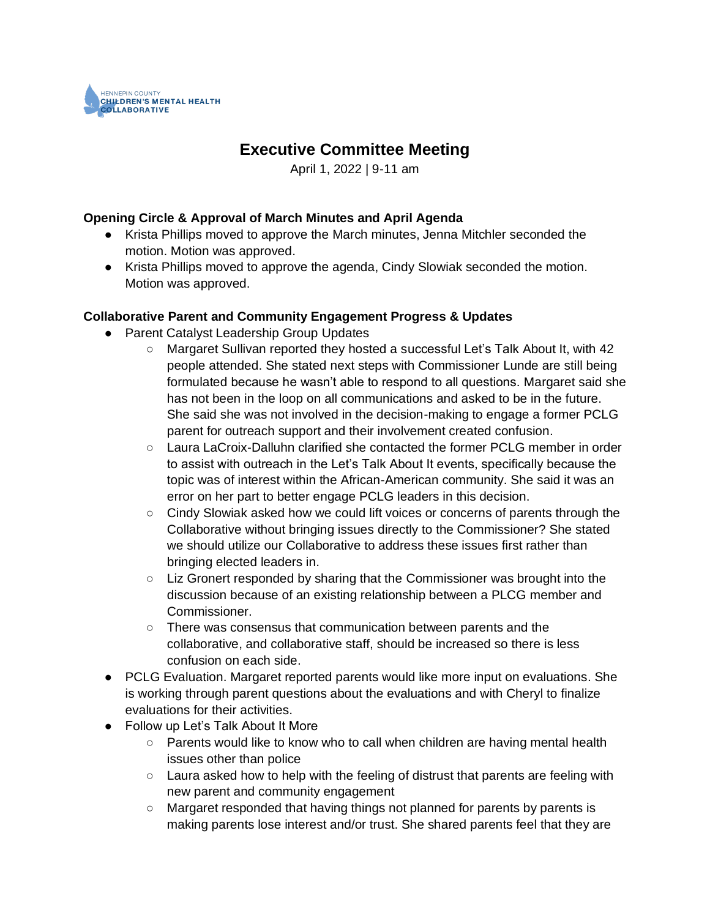HENNEPIN COUNTY CHILDREN'S MENTAL HEALTH COLLABORATIVE

# Executive Committee Meeting

April 1, 2022 | 9-11 am

**Opening Circle & Approval of March Minutes and April Agenda**

- Krista Phillips moved to approve the March minutes, Jenna Mitchler seconded the motion. Motion was approved.
- Krista Phillips moved to approve the agenda, Cindy Slowiak seconded the motion. Motion was approved.

**Collaborative Parent and Community Engagement Progress & Updates**

- Parent Catalyst Leadership Group Updates
  - Margaret Sullivan reported they hosted a successful Let's Talk About It, with 42 people attended. She stated next steps with Commissioner Lunde are still being formulated because he wasn't able to respond to all questions. Margaret said she has not been in the loop on all communications and asked to be in the future. She said she was not involved in the decision-making to engage a former PCLG parent for outreach support and their involvement created confusion.
  - Laura LaCroix-Dalluhn clarified she contacted the former PCLG member in order to assist with outreach in the Let's Talk About It events, specifically because the topic was of interest within the African-American community. She said it was an error on her part to better engage PCLG leaders in this decision.
  - Cindy Slowiak asked how we could lift voices or concerns of parents through the Collaborative without bringing issues directly to the Commissioner? She stated we should utilize our Collaborative to address these issues first rather than bringing elected leaders in.
  - Liz Gronert responded by sharing that the Commissioner was brought into the discussion because of an existing relationship between a PLCG member and Commissioner.
  - There was consensus that communication between parents and the collaborative, and collaborative staff, should be increased so there is less confusion on each side.
- PCLG Evaluation. Margaret reported parents would like more input on evaluations. She is working through parent questions about the evaluations and with Cheryl to finalize evaluations for their activities.
- Follow up Let's Talk About It More
  - Parents would like to know who to call when children are having mental health issues other than police
  - Laura asked how to help with the feeling of distrust that parents are feeling with new parent and community engagement
  - Margaret responded that having things not planned for parents by parents is making parents lose interest and/or trust. She shared parents feel that they are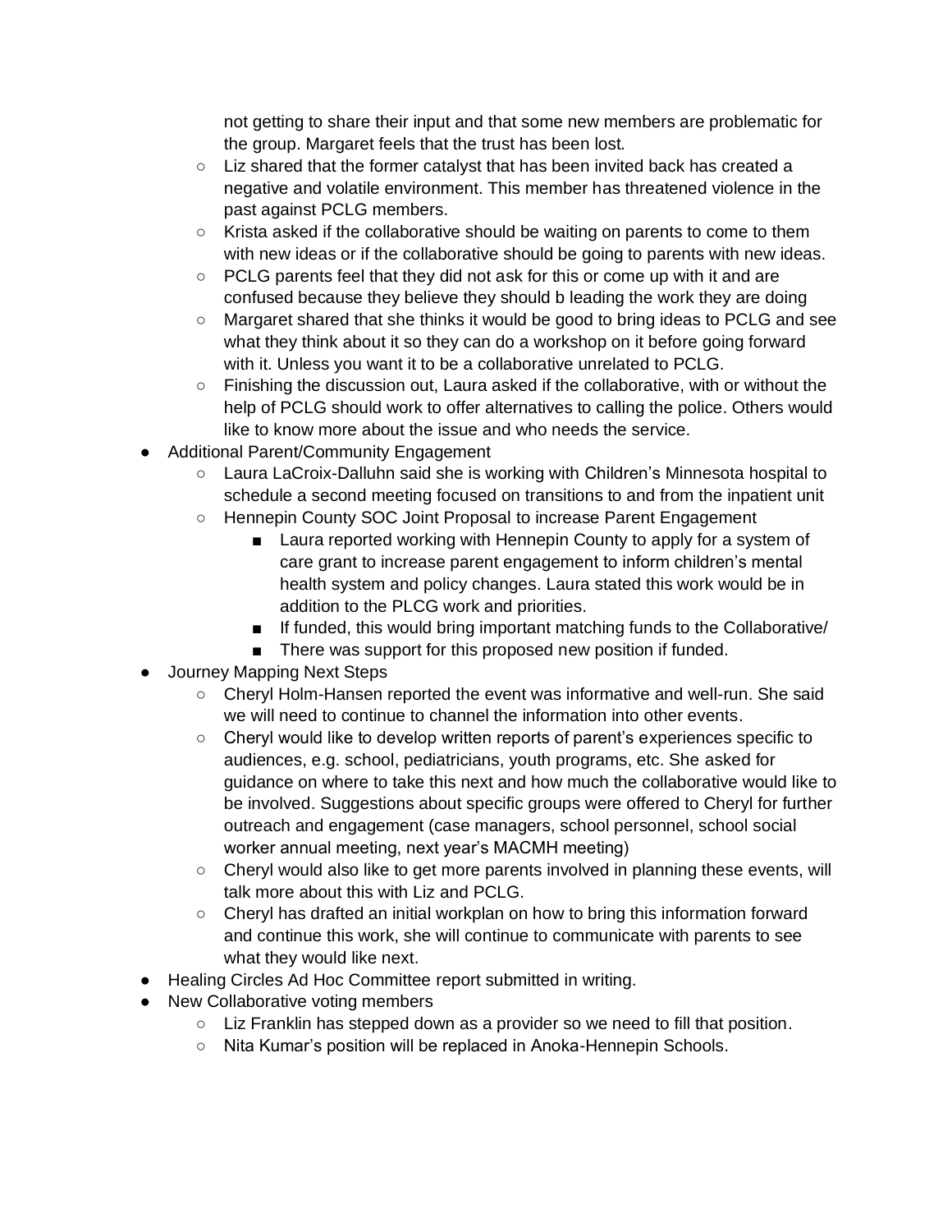- not getting to share their input and that some new members are problematic for the group. Margaret feels that the trust has been lost.
    - Liz shared that the former catalyst that has been invited back has created a negative and volatile environment. This member has threatened violence in the past against PCLG members.
    - Krista asked if the collaborative should be waiting on parents to come to them with new ideas or if the collaborative should be going to parents with new ideas.
    - PCLG parents feel that they did not ask for this or come up with it and are confused because they believe they should b leading the work they are doing
    - Margaret shared that she thinks it would be good to bring ideas to PCLG and see what they think about it so they can do a workshop on it before going forward with it. Unless you want it to be a collaborative unrelated to PCLG.
    - Finishing the discussion out, Laura asked if the collaborative, with or without the help of PCLG should work to offer alternatives to calling the police. Others would like to know more about the issue and who needs the service.
- Additional Parent/Community Engagement
    - Laura LaCroix-Dalluhn said she is working with Children's Minnesota hospital to schedule a second meeting focused on transitions to and from the inpatient unit
    - Hennepin County SOC Joint Proposal to increase Parent Engagement
        - Laura reported working with Hennepin County to apply for a system of care grant to increase parent engagement to inform children's mental health system and policy changes. Laura stated this work would be in addition to the PLCG work and priorities.
        - If funded, this would bring important matching funds to the Collaborative/
        - There was support for this proposed new position if funded.
- Journey Mapping Next Steps
    - Cheryl Holm-Hansen reported the event was informative and well-run. She said we will need to continue to channel the information into other events.
    - Cheryl would like to develop written reports of parent's experiences specific to audiences, e.g. school, pediatricians, youth programs, etc. She asked for guidance on where to take this next and how much the collaborative would like to be involved. Suggestions about specific groups were offered to Cheryl for further outreach and engagement (case managers, school personnel, school social worker annual meeting, next year's MACMH meeting)
    - Cheryl would also like to get more parents involved in planning these events, will talk more about this with Liz and PCLG.
    - Cheryl has drafted an initial workplan on how to bring this information forward and continue this work, she will continue to communicate with parents to see what they would like next.
- Healing Circles Ad Hoc Committee report submitted in writing.
- New Collaborative voting members
    - Liz Franklin has stepped down as a provider so we need to fill that position.
    - Nita Kumar's position will be replaced in Anoka-Hennepin Schools.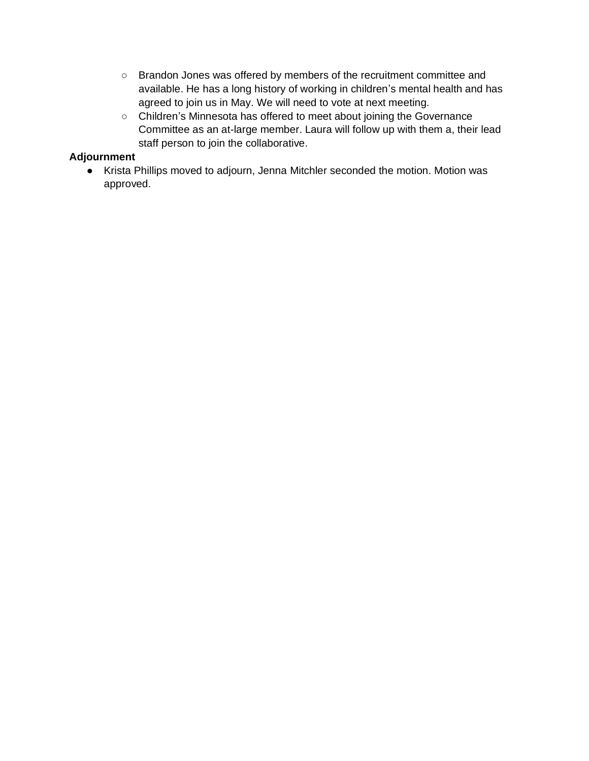- Brandon Jones was offered by members of the recruitment committee and available. He has a long history of working in children's mental health and has agreed to join us in May. We will need to vote at next meeting.
  - Children's Minnesota has offered to meet about joining the Governance Committee as an at-large member. Laura will follow up with them a, their lead staff person to join the collaborative.

**Adjournment**

- Krista Phillips moved to adjourn, Jenna Mitchler seconded the motion. Motion was approved.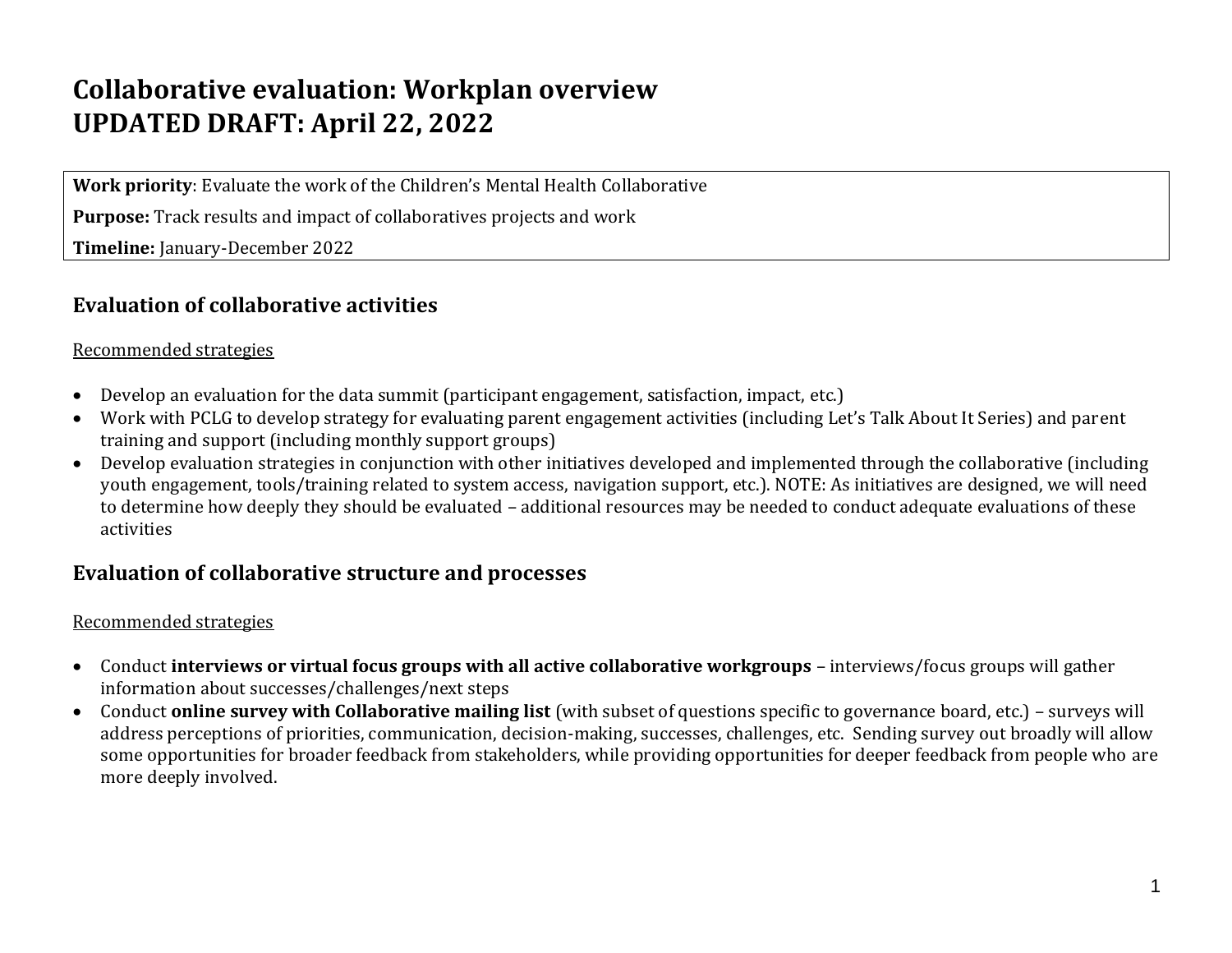# Collaborative evaluation: Workplan overview
# UPDATED DRAFT: April 22, 2022

**Work priority**: Evaluate the work of the Children's Mental Health Collaborative

**Purpose:** Track results and impact of collaboratives projects and work

**Timeline:** January-December 2022

## Evaluation of collaborative activities

Recommended strategies

- Develop an evaluation for the data summit (participant engagement, satisfaction, impact, etc.)
- Work with PCLG to develop strategy for evaluating parent engagement activities (including Let's Talk About It Series) and parent training and support (including monthly support groups)
- Develop evaluation strategies in conjunction with other initiatives developed and implemented through the collaborative (including youth engagement, tools/training related to system access, navigation support, etc.). NOTE: As initiatives are designed, we will need to determine how deeply they should be evaluated – additional resources may be needed to conduct adequate evaluations of these activities

## Evaluation of collaborative structure and processes

Recommended strategies

- Conduct **interviews or virtual focus groups with all active collaborative workgroups** – interviews/focus groups will gather information about successes/challenges/next steps
- Conduct **online survey with Collaborative mailing list** (with subset of questions specific to governance board, etc.) – surveys will address perceptions of priorities, communication, decision-making, successes, challenges, etc. Sending survey out broadly will allow some opportunities for broader feedback from stakeholders, while providing opportunities for deeper feedback from people who are more deeply involved.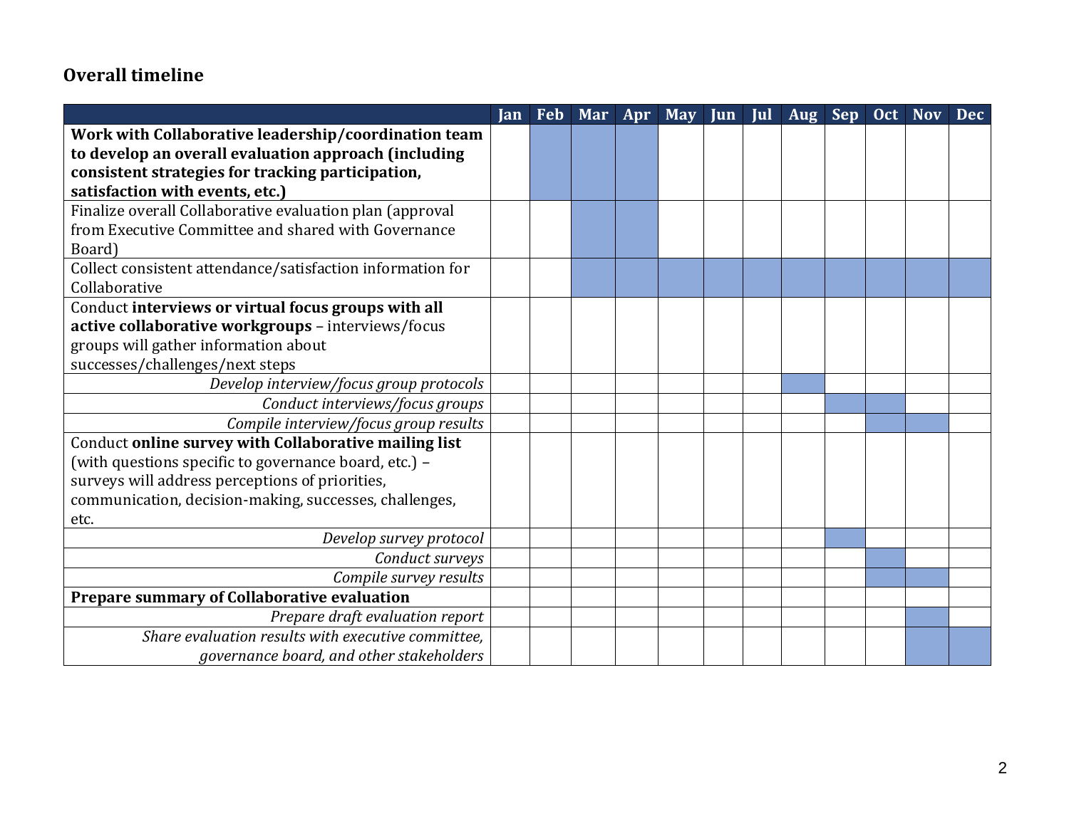## Overall timeline

| | Jan | Feb | Mar | Apr | May | Jun | Jul | Aug | Sep | Oct | Nov | Dec |
|---|---|---|---|---|---|---|---|---|---|---|---|---|
| **Work with Collaborative leadership/coordination team to develop an overall evaluation approach (including consistent strategies for tracking participation, satisfaction with events, etc.)** | | X | X | X | | | | | | | | |
| Finalize overall Collaborative evaluation plan (approval from Executive Committee and shared with Governance Board) | | | X | X | | | | | | | | |
| Collect consistent attendance/satisfaction information for Collaborative | | | X | X | X | X | X | X | X | X | X | X |
| Conduct **interviews or virtual focus groups with all active collaborative workgroups** – interviews/focus groups will gather information about successes/challenges/next steps | | | | | | | | | | | | |
| *Develop interview/focus group protocols* | | | | | | | | X | | | | |
| *Conduct interviews/focus groups* | | | | | | | | | X | X | | |
| *Compile interview/focus group results* | | | | | | | | | | X | X | |
| Conduct **online survey with Collaborative mailing list** (with questions specific to governance board, etc.) – surveys will address perceptions of priorities, communication, decision-making, successes, challenges, etc. | | | | | | | | | | | | |
| *Develop survey protocol* | | | | | | | | | X | | | |
| *Conduct surveys* | | | | | | | | | | X | | |
| *Compile survey results* | | | | | | | | | | X | X | |
| **Prepare summary of Collaborative evaluation** | | | | | | | | | | | | |
| *Prepare draft evaluation report* | | | | | | | | | | | X | |
| *Share evaluation results with executive committee, governance board, and other stakeholders* | | | | | | | | | | | X | X |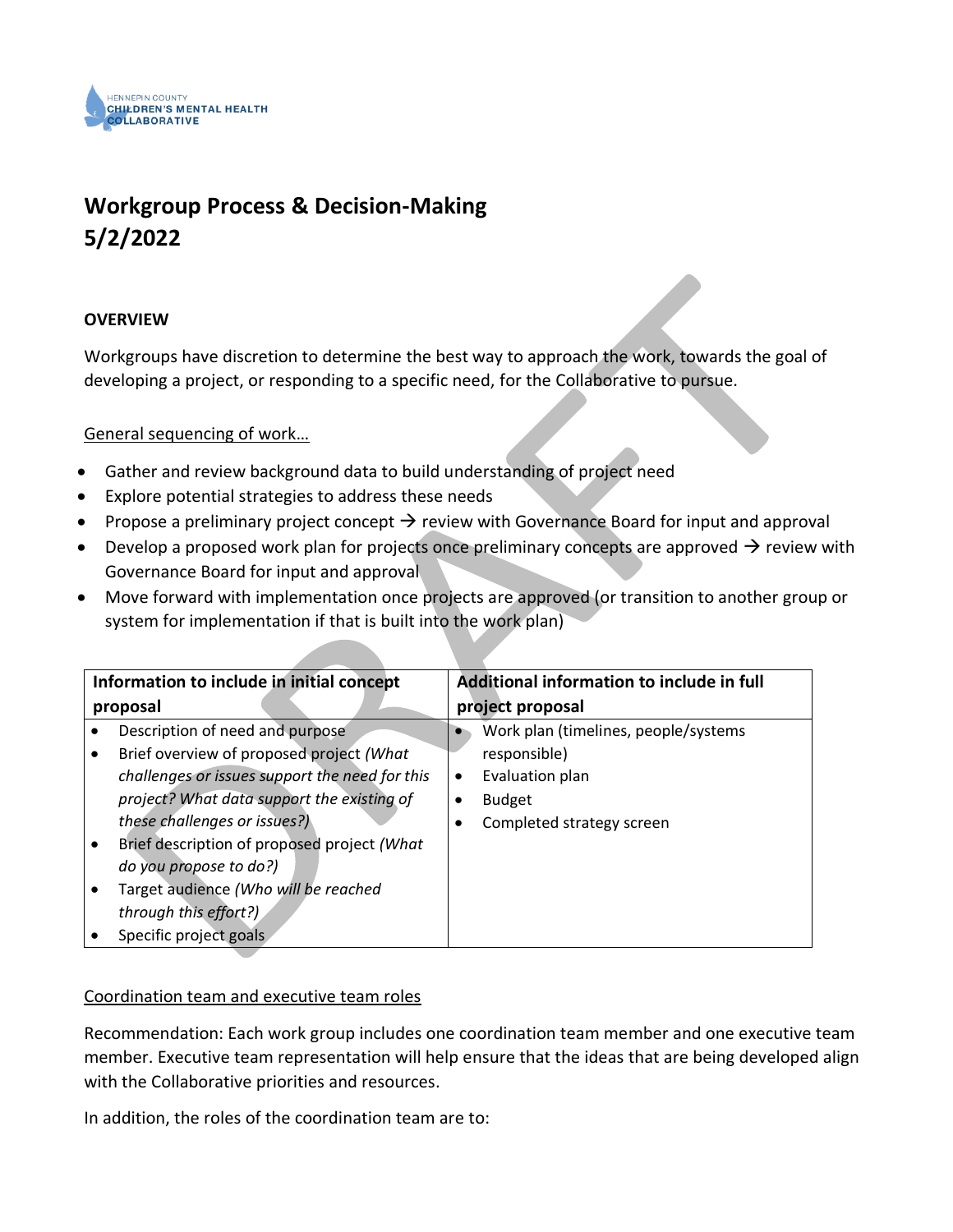HENNEPIN COUNTY
CHILDREN'S MENTAL HEALTH
COLLABORATIVE

# Workgroup Process & Decision-Making
# 5/2/2022

**OVERVIEW**

Workgroups have discretion to determine the best way to approach the work, towards the goal of developing a project, or responding to a specific need, for the Collaborative to pursue.

General sequencing of work…

- Gather and review background data to build understanding of project need
- Explore potential strategies to address these needs
- Propose a preliminary project concept → review with Governance Board for input and approval
- Develop a proposed work plan for projects once preliminary concepts are approved → review with Governance Board for input and approval
- Move forward with implementation once projects are approved (or transition to another group or system for implementation if that is built into the work plan)

| Information to include in initial concept proposal | Additional information to include in full project proposal |
|---|---|
| • Description of need and purpose<br>• Brief overview of proposed project *(What challenges or issues support the need for this project? What data support the existing of these challenges or issues?)*<br>• Brief description of proposed project *(What do you propose to do?)*<br>• Target audience *(Who will be reached through this effort?)*<br>• Specific project goals | • Work plan (timelines, people/systems responsible)<br>• Evaluation plan<br>• Budget<br>• Completed strategy screen |

Coordination team and executive team roles

Recommendation: Each work group includes one coordination team member and one executive team member. Executive team representation will help ensure that the ideas that are being developed align with the Collaborative priorities and resources.

In addition, the roles of the coordination team are to: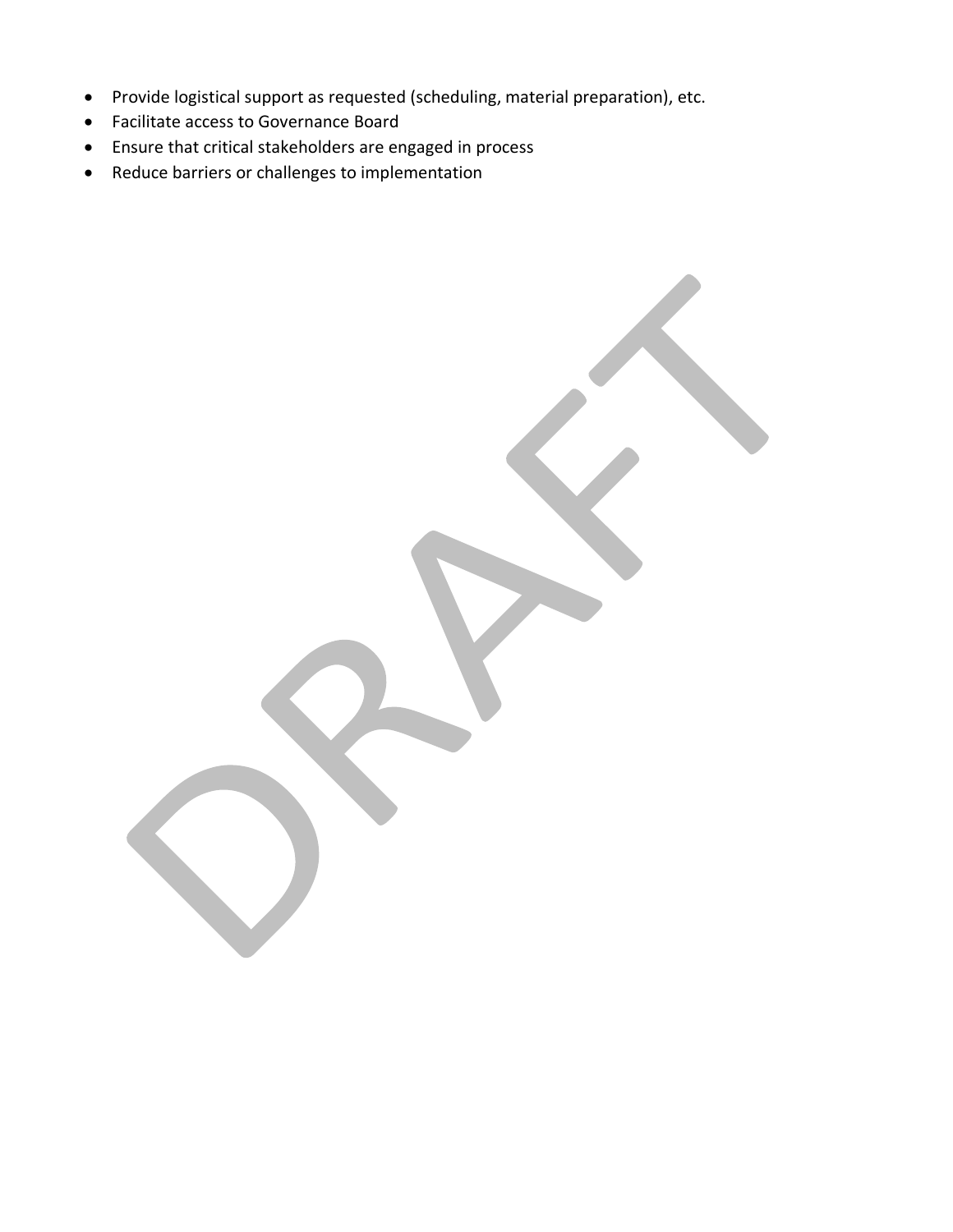- Provide logistical support as requested (scheduling, material preparation), etc.
- Facilitate access to Governance Board
- Ensure that critical stakeholders are engaged in process
- Reduce barriers or challenges to implementation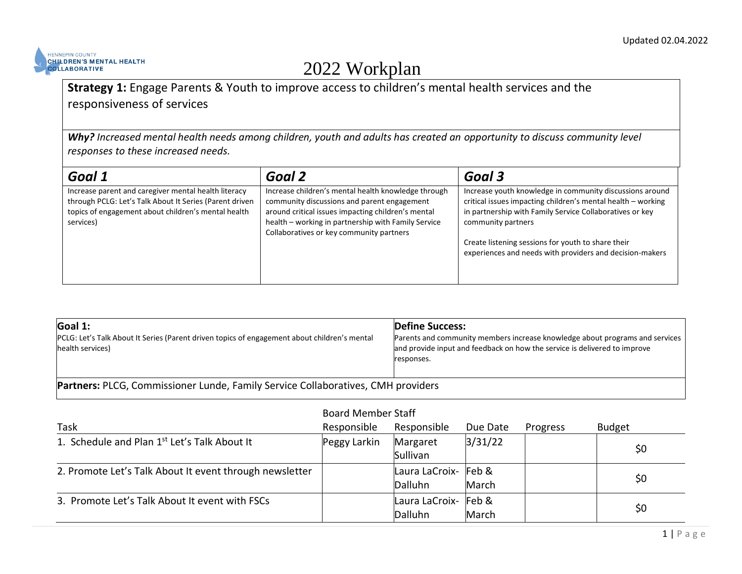# 2022 Workplan

Updated 02.04.2022

HENNEPIN COUNTY CHILDREN'S MENTAL HEALTH COLLABORATIVE

| **Strategy 1:** Engage Parents & Youth to improve access to children's mental health services and the responsiveness of services |
|---|
| ***Why?*** *Increased mental health needs among children, youth and adults has created an opportunity to discuss community level responses to these increased needs.* |

| ***Goal 1*** | ***Goal 2*** | ***Goal 3*** |
|---|---|---|
| Increase parent and caregiver mental health literacy through PCLG: Let's Talk About It Series (Parent driven topics of engagement about children's mental health services) | Increase children's mental health knowledge through community discussions and parent engagement around critical issues impacting children's mental health – working in partnership with Family Service Collaboratives or key community partners | Increase youth knowledge in community discussions around critical issues impacting children's mental health – working in partnership with Family Service Collaboratives or key community partners<br><br>Create listening sessions for youth to share their experiences and needs with providers and decision-makers |

| **Goal 1:** PCLG: Let's Talk About It Series (Parent driven topics of engagement about children's mental health services) | **Define Success:** Parents and community members increase knowledge about programs and services and provide input and feedback on how the service is delivered to improve responses. |
|---|---|
| **Partners:** PLCG, Commissioner Lunde, Family Service Collaboratives, CMH providers | |

| Task | Board Member Responsible | Staff Responsible | Due Date | Progress | Budget |
|---|---|---|---|---|---|
| 1. Schedule and Plan 1st Let's Talk About It | Peggy Larkin | Margaret Sullivan | 3/31/22 | | $0 |
| 2. Promote Let's Talk About It event through newsletter | | Laura LaCroix-Dalluhn | Feb & March | | $0 |
| 3. Promote Let's Talk About It event with FSCs | | Laura LaCroix-Dalluhn | Feb & March | | $0 |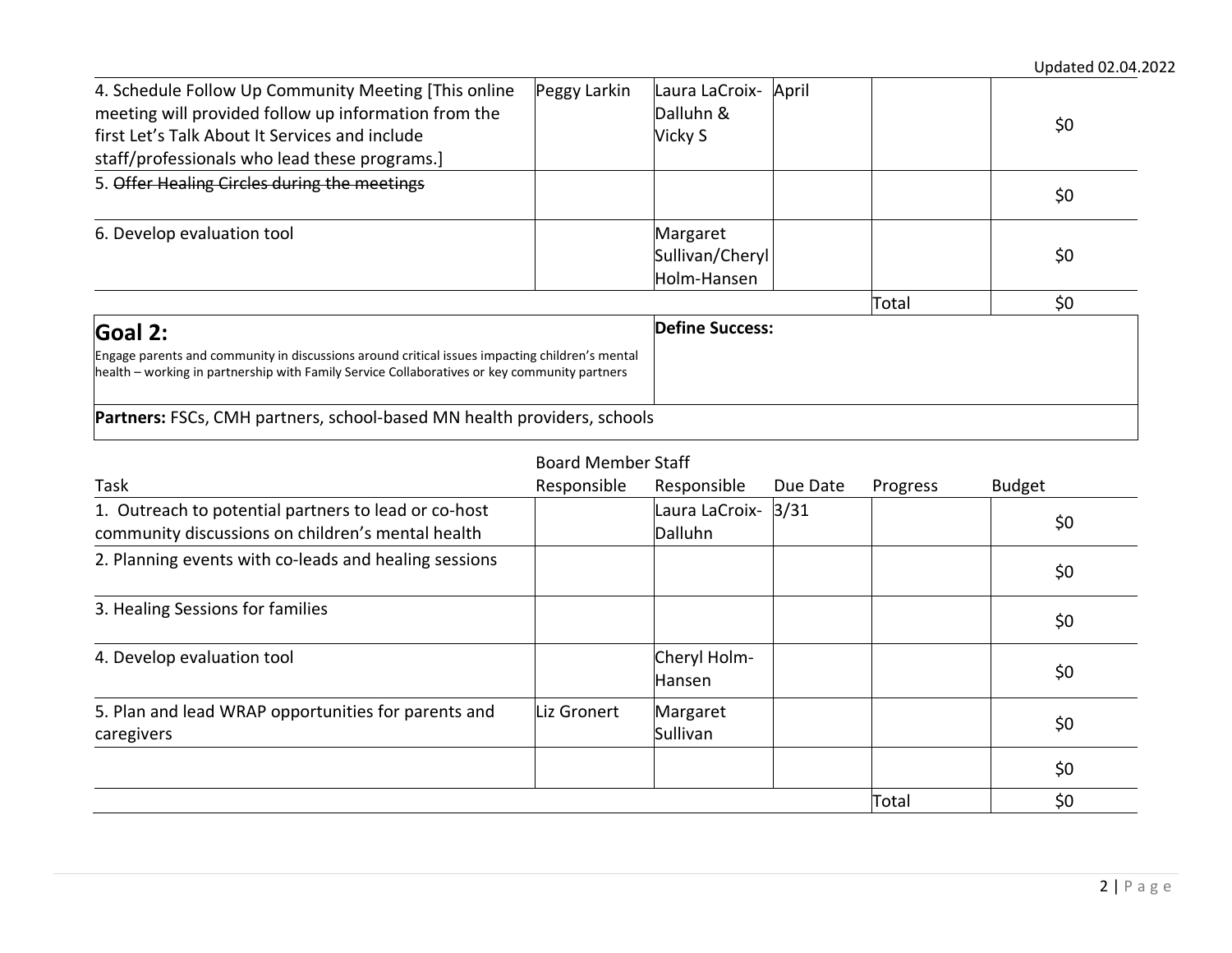| Task | Board Member Responsible | Staff Responsible | Due Date | Progress | Budget |
|---|---|---|---|---|---|
| 4. Schedule Follow Up Community Meeting [This online meeting will provided follow up information from the first Let's Talk About It Services and include staff/professionals who lead these programs.] | Peggy Larkin | Laura LaCroix-Dalluhn & Vicky S | April | | $0 |
| 5. ~~Offer Healing Circles during the meetings~~ | | | | | $0 |
| 6. Develop evaluation tool | | Margaret Sullivan/Cheryl Holm-Hansen | | | $0 |
| | | | | Total | $0 |

| **Goal 2:** Engage parents and community in discussions around critical issues impacting children's mental health – working in partnership with Family Service Collaboratives or key community partners | **Define Success:** |
|---|---|
| **Partners:** FSCs, CMH partners, school-based MN health providers, schools | |

| Task | Board Member Responsible | Staff Responsible | Due Date | Progress | Budget |
|---|---|---|---|---|---|
| 1. Outreach to potential partners to lead or co-host community discussions on children's mental health | | Laura LaCroix-Dalluhn | 3/31 | | $0 |
| 2. Planning events with co-leads and healing sessions | | | | | $0 |
| 3. Healing Sessions for families | | | | | $0 |
| 4. Develop evaluation tool | | Cheryl Holm-Hansen | | | $0 |
| 5. Plan and lead WRAP opportunities for parents and caregivers | Liz Gronert | Margaret Sullivan | | | $0 |
| | | | | | $0 |
| | | | | Total | $0 |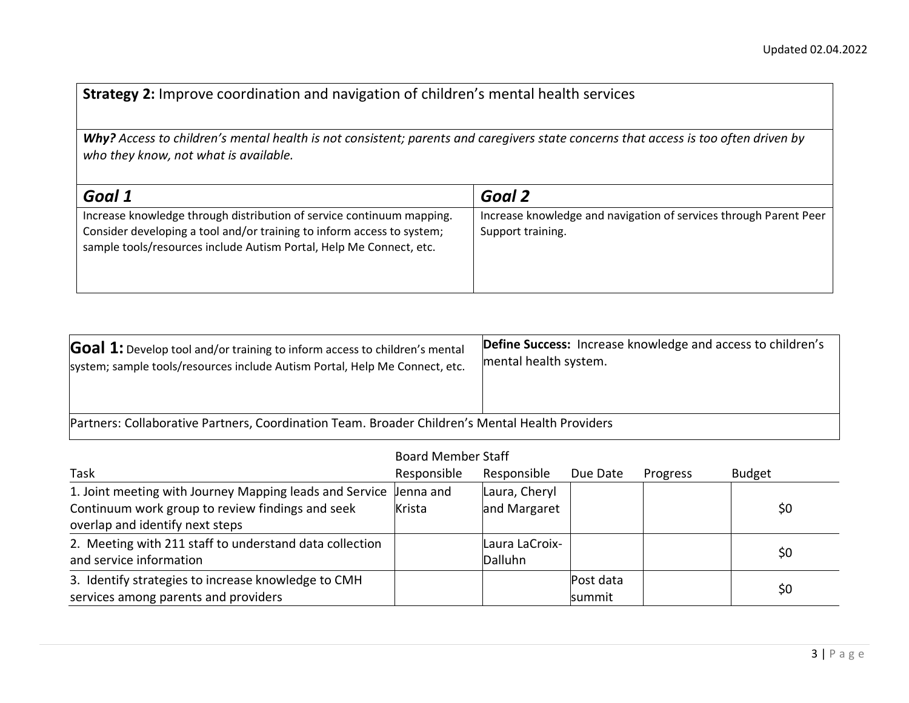**Strategy 2:** Improve coordination and navigation of children's mental health services

***Why?*** *Access to children's mental health is not consistent; parents and caregivers state concerns that access is too often driven by who they know, not what is available.*

| ***Goal 1*** | ***Goal 2*** |
|---|---|
| Increase knowledge through distribution of service continuum mapping. Consider developing a tool and/or training to inform access to system; sample tools/resources include Autism Portal, Help Me Connect, etc. | Increase knowledge and navigation of services through Parent Peer Support training. |

| **Goal 1:** Develop tool and/or training to inform access to children's mental system; sample tools/resources include Autism Portal, Help Me Connect, etc. | **Define Success:** Increase knowledge and access to children's mental health system. |
|---|---|
| Partners: Collaborative Partners, Coordination Team. Broader Children's Mental Health Providers | |

| Task | Board Member Responsible | Staff Responsible | Due Date | Progress | Budget |
|---|---|---|---|---|---|
| 1. Joint meeting with Journey Mapping leads and Service Continuum work group to review findings and seek overlap and identify next steps | Jenna and Krista | Laura, Cheryl and Margaret | | | $0 |
| 2. Meeting with 211 staff to understand data collection and service information | | Laura LaCroix-Dalluhn | | | $0 |
| 3. Identify strategies to increase knowledge to CMH services among parents and providers | | | Post data summit | | $0 |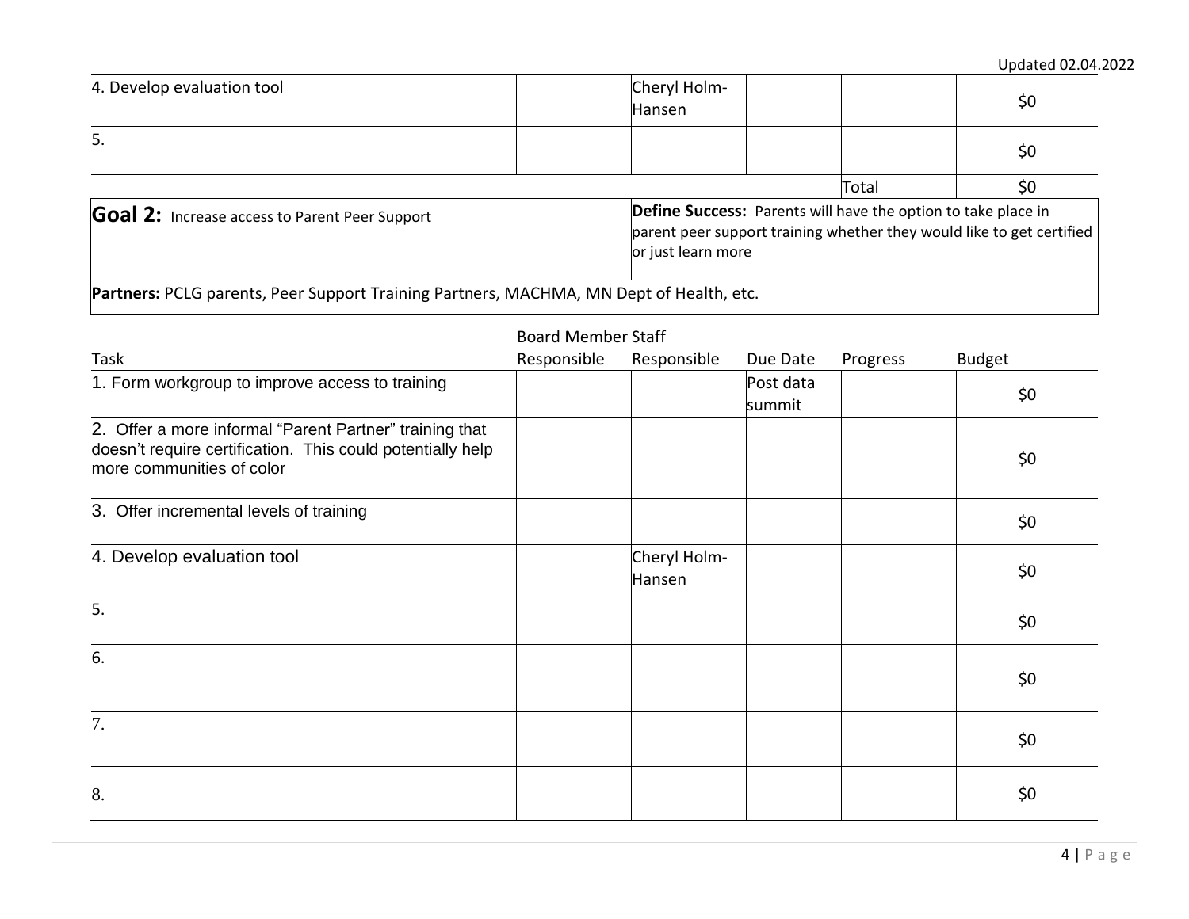| | | | | | |
|---|---|---|---|---|---|
| 4. Develop evaluation tool | | Cheryl Holm-Hansen | | | $0 |
| 5. | | | | | $0 |
| | | | | Total | $0 |

**Goal 2:** Increase access to Parent Peer Support

**Define Success:** Parents will have the option to take place in parent peer support training whether they would like to get certified or just learn more

**Partners:** PCLG parents, Peer Support Training Partners, MACHMA, MN Dept of Health, etc.

| Task | Board Member Responsible | Staff Responsible | Due Date | Progress | Budget |
|---|---|---|---|---|---|
| 1. Form workgroup to improve access to training | | | Post data summit | | $0 |
| 2. Offer a more informal "Parent Partner" training that doesn't require certification. This could potentially help more communities of color | | | | | $0 |
| 3. Offer incremental levels of training | | | | | $0 |
| 4. Develop evaluation tool | | Cheryl Holm-Hansen | | | $0 |
| 5. | | | | | $0 |
| 6. | | | | | $0 |
| 7. | | | | | $0 |
| 8. | | | | | $0 |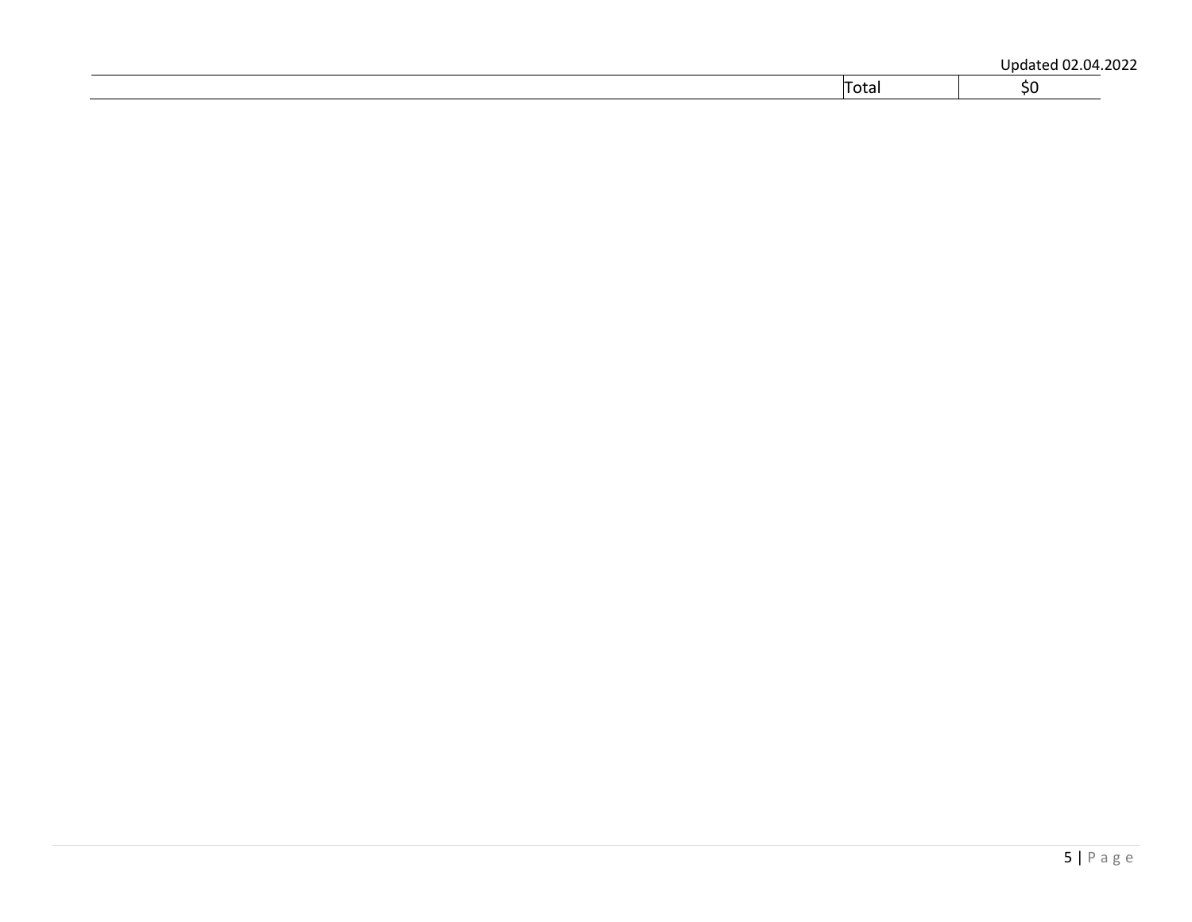| | | |
|---|---|---|
| | Total | $0 |